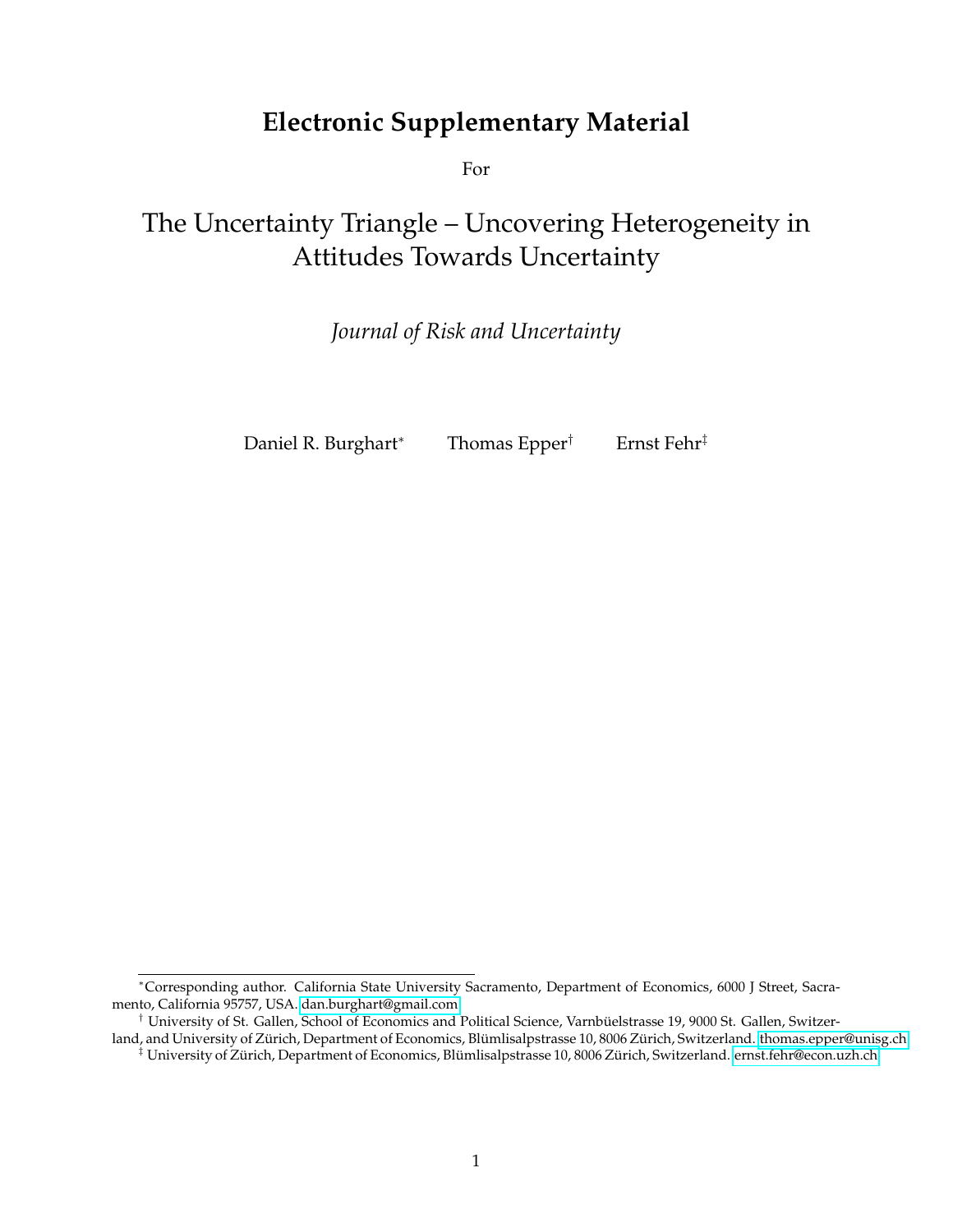# Electronic Supplementary Material

For

## The Uncertainty Triangle – Uncovering Heterogeneity in Attitudes Towards Uncertainty

*Journal of Risk and Uncertainty*

Daniel R. Burghart[*] Thomas Epper[†] Ernst Fehr[‡]

---

[*] Corresponding author. California State University Sacramento, Department of Economics, 6000 J Street, Sacramento, California 95757, USA. dan.burghart@gmail.com

[†] University of St. Gallen, School of Economics and Political Science, Varnbüelstrasse 19, 9000 St. Gallen, Switzerland, and University of Zürich, Department of Economics, Blümlisalpstrasse 10, 8006 Zürich, Switzerland. thomas.epper@unisg.ch

[‡] University of Zürich, Department of Economics, Blümlisalpstrasse 10, 8006 Zürich, Switzerland. ernst.fehr@econ.uzh.ch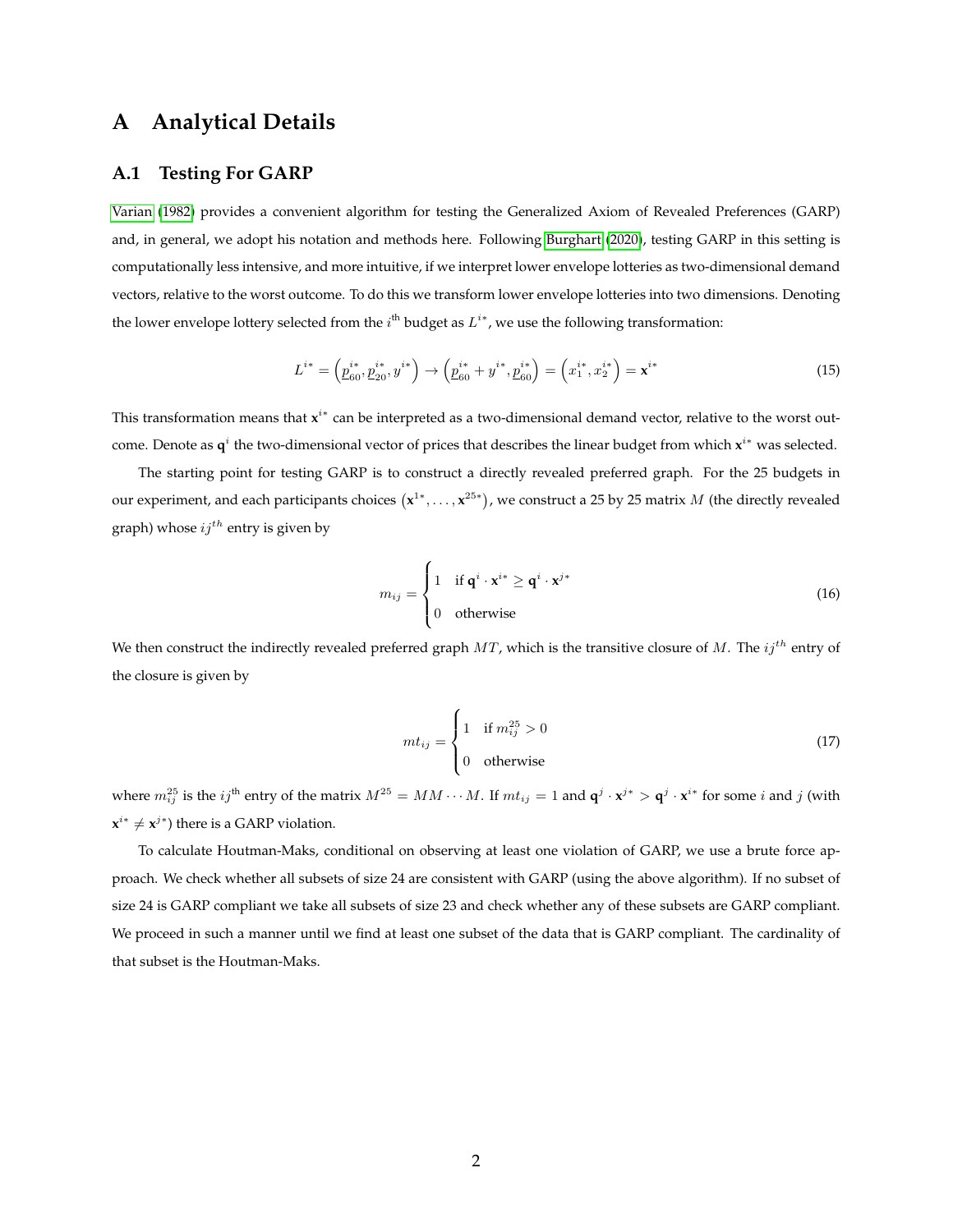# A Analytical Details

## A.1 Testing For GARP

Varian (1982) provides a convenient algorithm for testing the Generalized Axiom of Revealed Preferences (GARP) and, in general, we adopt his notation and methods here. Following Burghart (2020), testing GARP in this setting is computationally less intensive, and more intuitive, if we interpret lower envelope lotteries as two-dimensional demand vectors, relative to the worst outcome. To do this we transform lower envelope lotteries into two dimensions. Denoting the lower envelope lottery selected from the $i^{\text{th}}$ budget as $L^{i*}$, we use the following transformation:

$$L^{i*} = \left(\underline{p}_{60}^{i*}, \underline{p}_{20}^{i*}, y^{i*}\right) \rightarrow \left(\underline{p}_{60}^{i*} + y^{i*}, \underline{p}_{60}^{i*}\right) = \left(x_1^{i*}, x_2^{i*}\right) = \mathbf{x}^{i*} \tag{15}$$

This transformation means that $\mathbf{x}^{i*}$ can be interpreted as a two-dimensional demand vector, relative to the worst outcome. Denote as $\mathbf{q}^i$ the two-dimensional vector of prices that describes the linear budget from which $\mathbf{x}^{i*}$ was selected.

The starting point for testing GARP is to construct a directly revealed preferred graph. For the 25 budgets in our experiment, and each participants choices $\left(\mathbf{x}^{1*}, \ldots, \mathbf{x}^{25*}\right)$, we construct a 25 by 25 matrix $M$ (the directly revealed graph) whose $ij^{th}$ entry is given by

$$m_{ij} = \begin{cases} 1 & \text{if } \mathbf{q}^i \cdot \mathbf{x}^{i*} \geq \mathbf{q}^i \cdot \mathbf{x}^{j*} \\ 0 & \text{otherwise} \end{cases} \tag{16}$$

We then construct the indirectly revealed preferred graph $MT$, which is the transitive closure of $M$. The $ij^{th}$ entry of the closure is given by

$$mt_{ij} = \begin{cases} 1 & \text{if } m_{ij}^{25} > 0 \\ 0 & \text{otherwise} \end{cases} \tag{17}$$

where $m_{ij}^{25}$ is the $ij^{\text{th}}$ entry of the matrix $M^{25} = MM \cdots M$. If $mt_{ij} = 1$ and $\mathbf{q}^j \cdot \mathbf{x}^{j*} > \mathbf{q}^j \cdot \mathbf{x}^{i*}$ for some $i$ and $j$ (with $\mathbf{x}^{i*} \neq \mathbf{x}^{j*}$) there is a GARP violation.

To calculate Houtman-Maks, conditional on observing at least one violation of GARP, we use a brute force approach. We check whether all subsets of size 24 are consistent with GARP (using the above algorithm). If no subset of size 24 is GARP compliant we take all subsets of size 23 and check whether any of these subsets are GARP compliant. We proceed in such a manner until we find at least one subset of the data that is GARP compliant. The cardinality of that subset is the Houtman-Maks.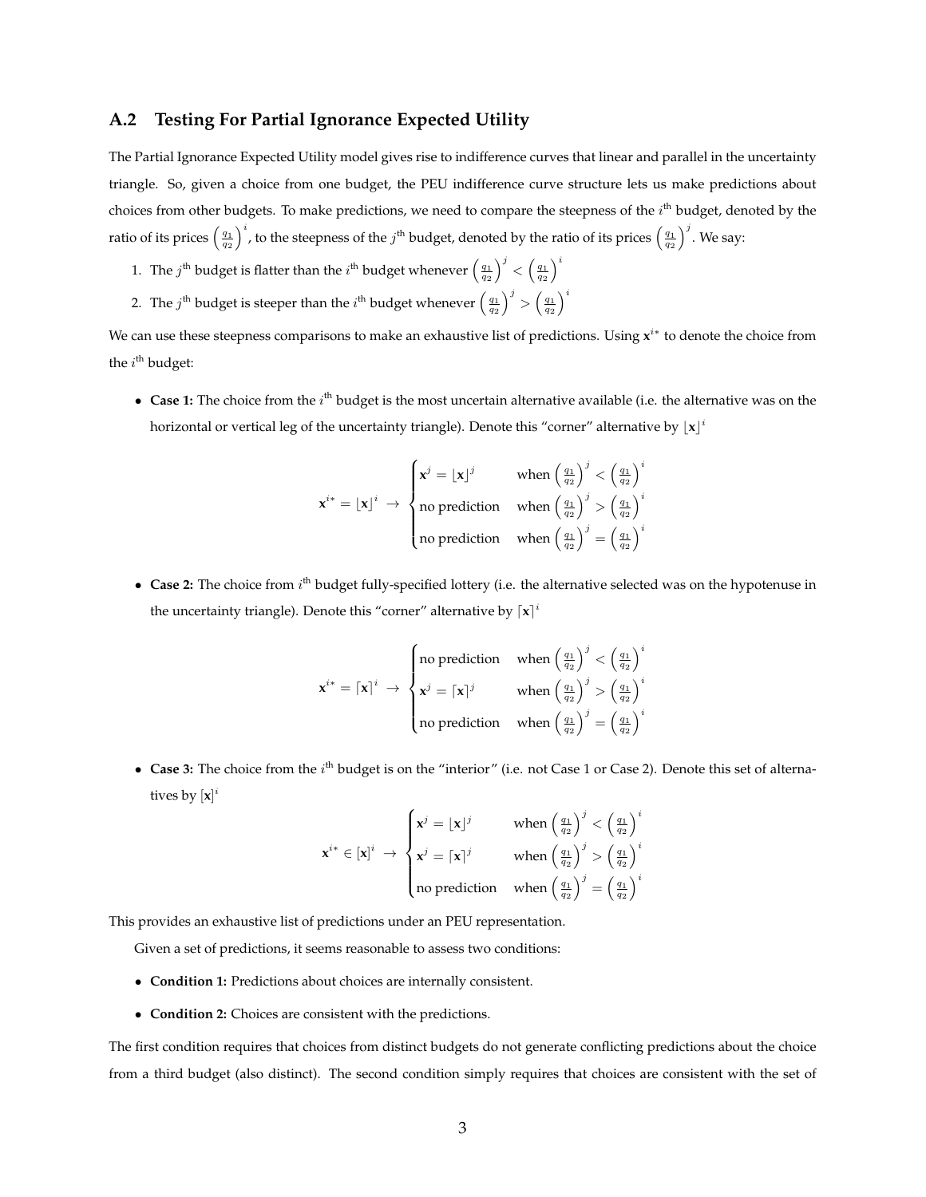### A.2 Testing For Partial Ignorance Expected Utility

The Partial Ignorance Expected Utility model gives rise to indifference curves that linear and parallel in the uncertainty triangle. So, given a choice from one budget, the PEU indifference curve structure lets us make predictions about choices from other budgets. To make predictions, we need to compare the steepness of the $i^{\text{th}}$ budget, denoted by the ratio of its prices $\left(\frac{q_1}{q_2}\right)^i$, to the steepness of the $j^{\text{th}}$ budget, denoted by the ratio of its prices $\left(\frac{q_1}{q_2}\right)^j$. We say:

1. The $j^{\text{th}}$ budget is flatter than the $i^{\text{th}}$ budget whenever $\left(\frac{q_1}{q_2}\right)^j < \left(\frac{q_1}{q_2}\right)^i$
2. The $j^{\text{th}}$ budget is steeper than the $i^{\text{th}}$ budget whenever $\left(\frac{q_1}{q_2}\right)^j > \left(\frac{q_1}{q_2}\right)^i$

We can use these steepness comparisons to make an exhaustive list of predictions. Using $\mathbf{x}^{i*}$ to denote the choice from the $i^{\text{th}}$ budget:

- **Case 1:** The choice from the $i^{\text{th}}$ budget is the most uncertain alternative available (i.e. the alternative was on the horizontal or vertical leg of the uncertainty triangle). Denote this "corner" alternative by $\lfloor \mathbf{x} \rfloor^i$

$$\mathbf{x}^{i*} = \lfloor \mathbf{x} \rfloor^i \;\rightarrow\; \begin{cases} \mathbf{x}^j = \lfloor \mathbf{x} \rfloor^j & \text{when } \left(\frac{q_1}{q_2}\right)^j < \left(\frac{q_1}{q_2}\right)^i \\ \text{no prediction} & \text{when } \left(\frac{q_1}{q_2}\right)^j > \left(\frac{q_1}{q_2}\right)^i \\ \text{no prediction} & \text{when } \left(\frac{q_1}{q_2}\right)^j = \left(\frac{q_1}{q_2}\right)^i \end{cases}$$

- **Case 2:** The choice from $i^{\text{th}}$ budget fully-specified lottery (i.e. the alternative selected was on the hypotenuse in the uncertainty triangle). Denote this "corner" alternative by $\lceil \mathbf{x} \rceil^i$

$$\mathbf{x}^{i*} = \lceil \mathbf{x} \rceil^i \;\rightarrow\; \begin{cases} \text{no prediction} & \text{when } \left(\frac{q_1}{q_2}\right)^j < \left(\frac{q_1}{q_2}\right)^i \\ \mathbf{x}^j = \lceil \mathbf{x} \rceil^j & \text{when } \left(\frac{q_1}{q_2}\right)^j > \left(\frac{q_1}{q_2}\right)^i \\ \text{no prediction} & \text{when } \left(\frac{q_1}{q_2}\right)^j = \left(\frac{q_1}{q_2}\right)^i \end{cases}$$

- **Case 3:** The choice from the $i^{\text{th}}$ budget is on the "interior" (i.e. not Case 1 or Case 2). Denote this set of alternatives by $[\mathbf{x}]^i$

$$\mathbf{x}^{i*} \in [\mathbf{x}]^i \;\rightarrow\; \begin{cases} \mathbf{x}^j = \lfloor \mathbf{x} \rfloor^j & \text{when } \left(\frac{q_1}{q_2}\right)^j < \left(\frac{q_1}{q_2}\right)^i \\ \mathbf{x}^j = \lceil \mathbf{x} \rceil^j & \text{when } \left(\frac{q_1}{q_2}\right)^j > \left(\frac{q_1}{q_2}\right)^i \\ \text{no prediction} & \text{when } \left(\frac{q_1}{q_2}\right)^j = \left(\frac{q_1}{q_2}\right)^i \end{cases}$$

This provides an exhaustive list of predictions under an PEU representation.

Given a set of predictions, it seems reasonable to assess two conditions:

- **Condition 1:** Predictions about choices are internally consistent.
- **Condition 2:** Choices are consistent with the predictions.

The first condition requires that choices from distinct budgets do not generate conflicting predictions about the choice from a third budget (also distinct). The second condition simply requires that choices are consistent with the set of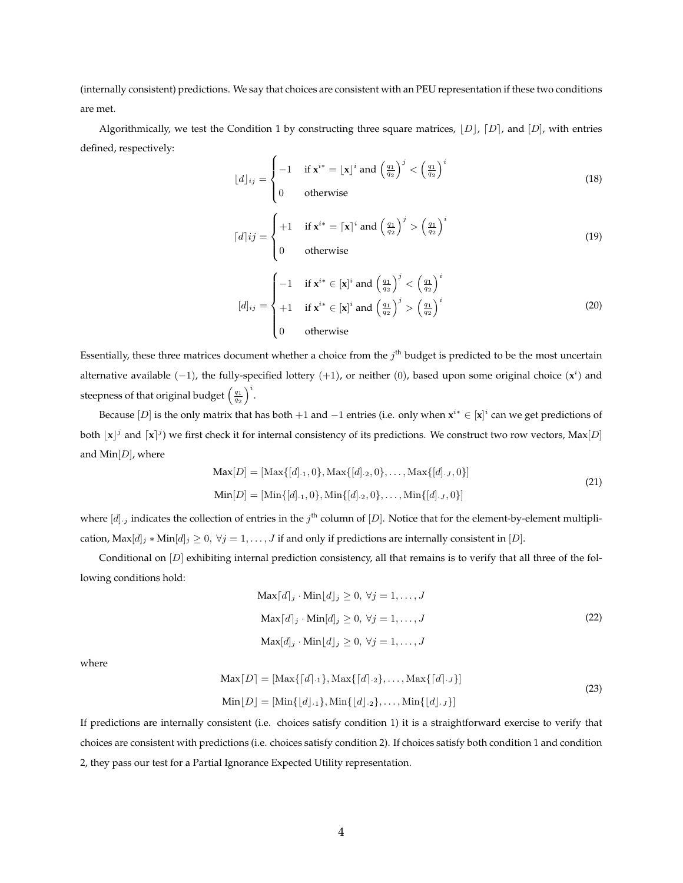(internally consistent) predictions. We say that choices are consistent with an PEU representation if these two conditions are met.

Algorithmically, we test the Condition 1 by constructing three square matrices, $\lfloor D \rfloor$, $\lceil D \rceil$, and $[D]$, with entries defined, respectively:

$$\lfloor d \rfloor_{ij} = \begin{cases} -1 & \text{if } \mathbf{x}^{i*} = \lfloor \mathbf{x} \rfloor^i \text{ and } \left(\frac{q_1}{q_2}\right)^j < \left(\frac{q_1}{q_2}\right)^i \\ 0 & \text{otherwise} \end{cases} \tag{18}$$

$$\lceil d \rceil ij = \begin{cases} +1 & \text{if } \mathbf{x}^{i*} = \lceil \mathbf{x} \rceil^i \text{ and } \left(\frac{q_1}{q_2}\right)^j > \left(\frac{q_1}{q_2}\right)^i \\ 0 & \text{otherwise} \end{cases} \tag{19}$$

$$[d]_{ij} = \begin{cases} -1 & \text{if } \mathbf{x}^{i*} \in [\mathbf{x}]^i \text{ and } \left(\frac{q_1}{q_2}\right)^j < \left(\frac{q_1}{q_2}\right)^i \\ +1 & \text{if } \mathbf{x}^{i*} \in [\mathbf{x}]^i \text{ and } \left(\frac{q_1}{q_2}\right)^j > \left(\frac{q_1}{q_2}\right)^i \\ 0 & \text{otherwise} \end{cases} \tag{20}$$

Essentially, these three matrices document whether a choice from the $j^{\text{th}}$ budget is predicted to be the most uncertain alternative available $(-1)$, the fully-specified lottery $(+1)$, or neither $(0)$, based upon some original choice $(\mathbf{x}^i)$ and steepness of that original budget $\left(\frac{q_1}{q_2}\right)^i$.

Because $[D]$ is the only matrix that has both $+1$ and $-1$ entries (i.e. only when $\mathbf{x}^{i*} \in [\mathbf{x}]^i$ can we get predictions of both $\lfloor \mathbf{x} \rfloor^j$ and $\lceil \mathbf{x} \rceil^j$) we first check it for internal consistency of its predictions. We construct two row vectors, $\text{Max}[D]$ and $\text{Min}[D]$, where

$$\begin{aligned} \text{Max}[D] &= [\text{Max}\{[d]_{\cdot 1}, 0\}, \text{Max}\{[d]_{\cdot 2}, 0\}, \ldots, \text{Max}\{[d]_{\cdot J}, 0\}] \\ \text{Min}[D] &= [\text{Min}\{[d]_{\cdot 1}, 0\}, \text{Min}\{[d]_{\cdot 2}, 0\}, \ldots, \text{Min}\{[d]_{\cdot J}, 0\}] \end{aligned} \tag{21}$$

where $[d]_{\cdot j}$ indicates the collection of entries in the $j^{\text{th}}$ column of $[D]$. Notice that for the element-by-element multiplication, $\text{Max}[d]_j * \text{Min}[d]_j \geq 0, \ \forall j = 1, \ldots, J$ if and only if predictions are internally consistent in $[D]$.

Conditional on $[D]$ exhibiting internal prediction consistency, all that remains is to verify that all three of the following conditions hold:

$$\begin{aligned} \text{Max}\lceil d \rceil_j \cdot \text{Min}\lfloor d \rfloor_j \geq 0, \ \forall j = 1, \ldots, J \\ \text{Max}\lceil d \rceil_j \cdot \text{Min}[d]_j \geq 0, \ \forall j = 1, \ldots, J \\ \text{Max}[d]_j \cdot \text{Min}\lfloor d \rfloor_j \geq 0, \ \forall j = 1, \ldots, J \end{aligned} \tag{22}$$

where

$$\begin{aligned} \text{Max}\lceil D \rceil &= [\text{Max}\{\lceil d \rceil_{\cdot 1}\}, \text{Max}\{\lceil d \rceil_{\cdot 2}\}, \ldots, \text{Max}\{\lceil d \rceil_{\cdot J}\}] \\ \text{Min}\lfloor D \rfloor &= [\text{Min}\{\lfloor d \rfloor_{\cdot 1}\}, \text{Min}\{\lfloor d \rfloor_{\cdot 2}\}, \ldots, \text{Min}\{\lfloor d \rfloor_{\cdot J}\}] \end{aligned} \tag{23}$$

If predictions are internally consistent (i.e. choices satisfy condition 1) it is a straightforward exercise to verify that choices are consistent with predictions (i.e. choices satisfy condition 2). If choices satisfy both condition 1 and condition 2, they pass our test for a Partial Ignorance Expected Utility representation.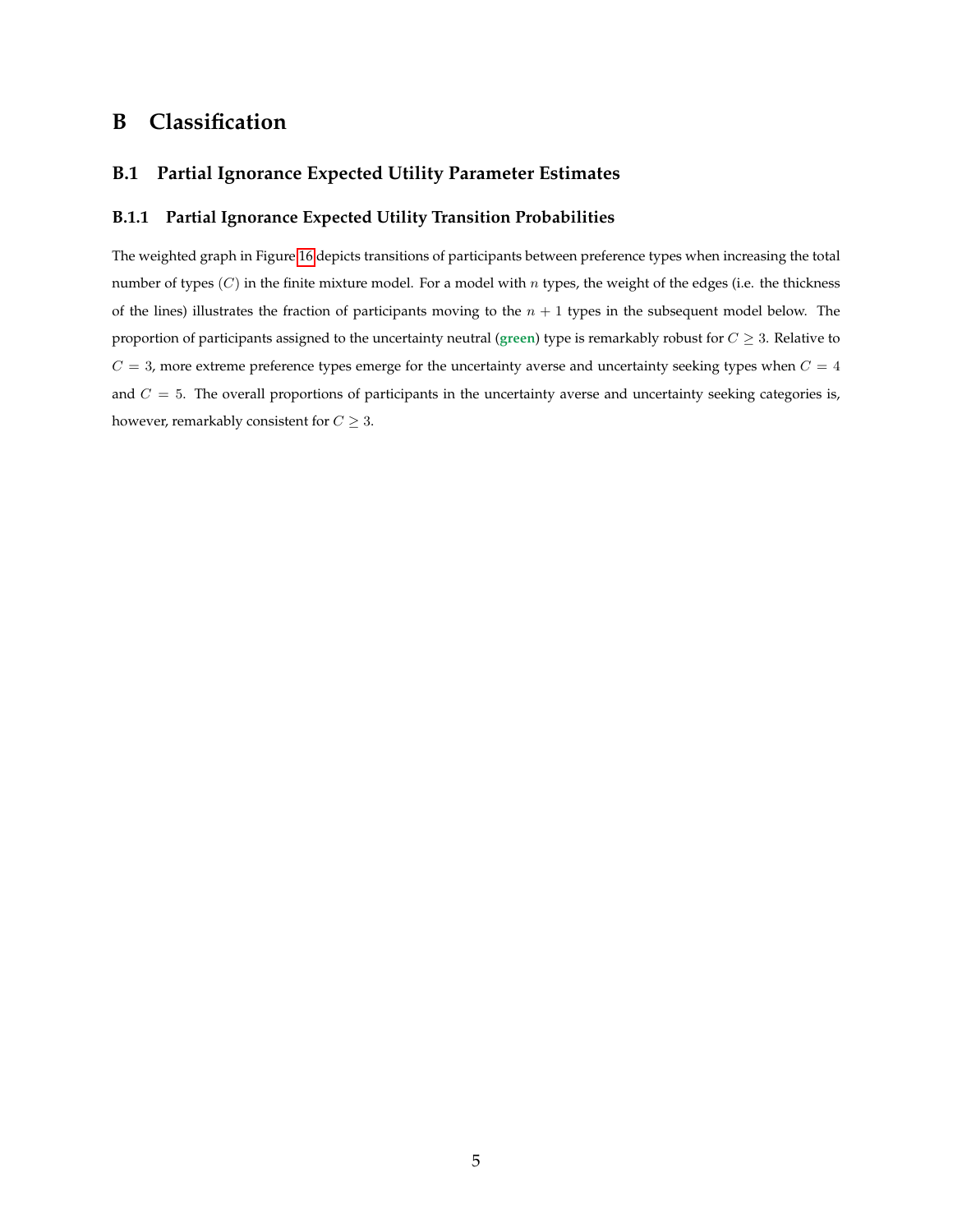# B Classification

## B.1 Partial Ignorance Expected Utility Parameter Estimates

### B.1.1 Partial Ignorance Expected Utility Transition Probabilities

The weighted graph in Figure 16 depicts transitions of participants between preference types when increasing the total number of types $(C)$ in the finite mixture model. For a model with $n$ types, the weight of the edges (i.e. the thickness of the lines) illustrates the fraction of participants moving to the $n + 1$ types in the subsequent model below. The proportion of participants assigned to the uncertainty neutral (**green**) type is remarkably robust for $C \geq 3$. Relative to $C = 3$, more extreme preference types emerge for the uncertainty averse and uncertainty seeking types when $C = 4$ and $C = 5$. The overall proportions of participants in the uncertainty averse and uncertainty seeking categories is, however, remarkably consistent for $C \geq 3$.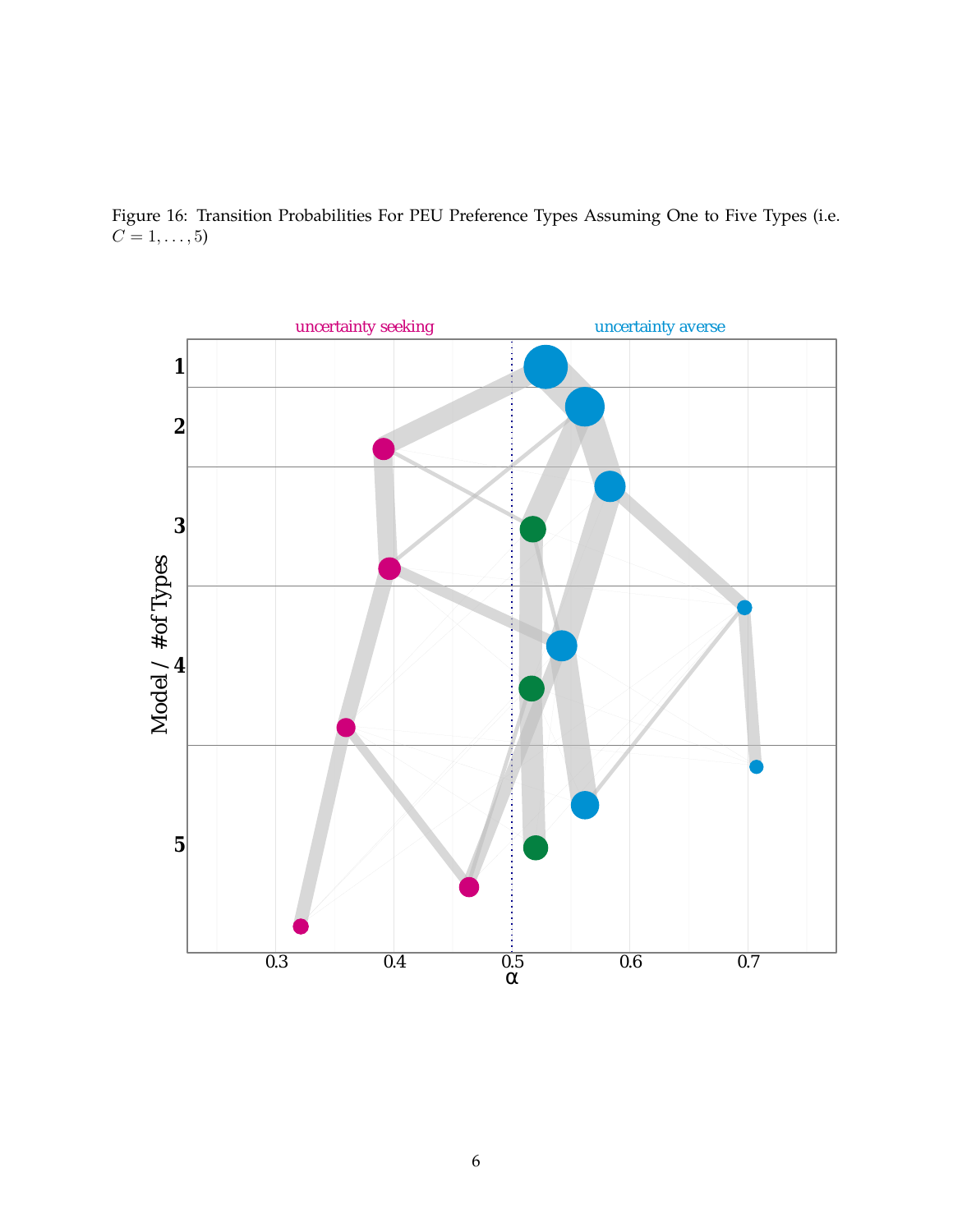Figure 16: Transition Probabilities For PEU Preference Types Assuming One to Five Types (i.e. $C = 1, \ldots, 5$)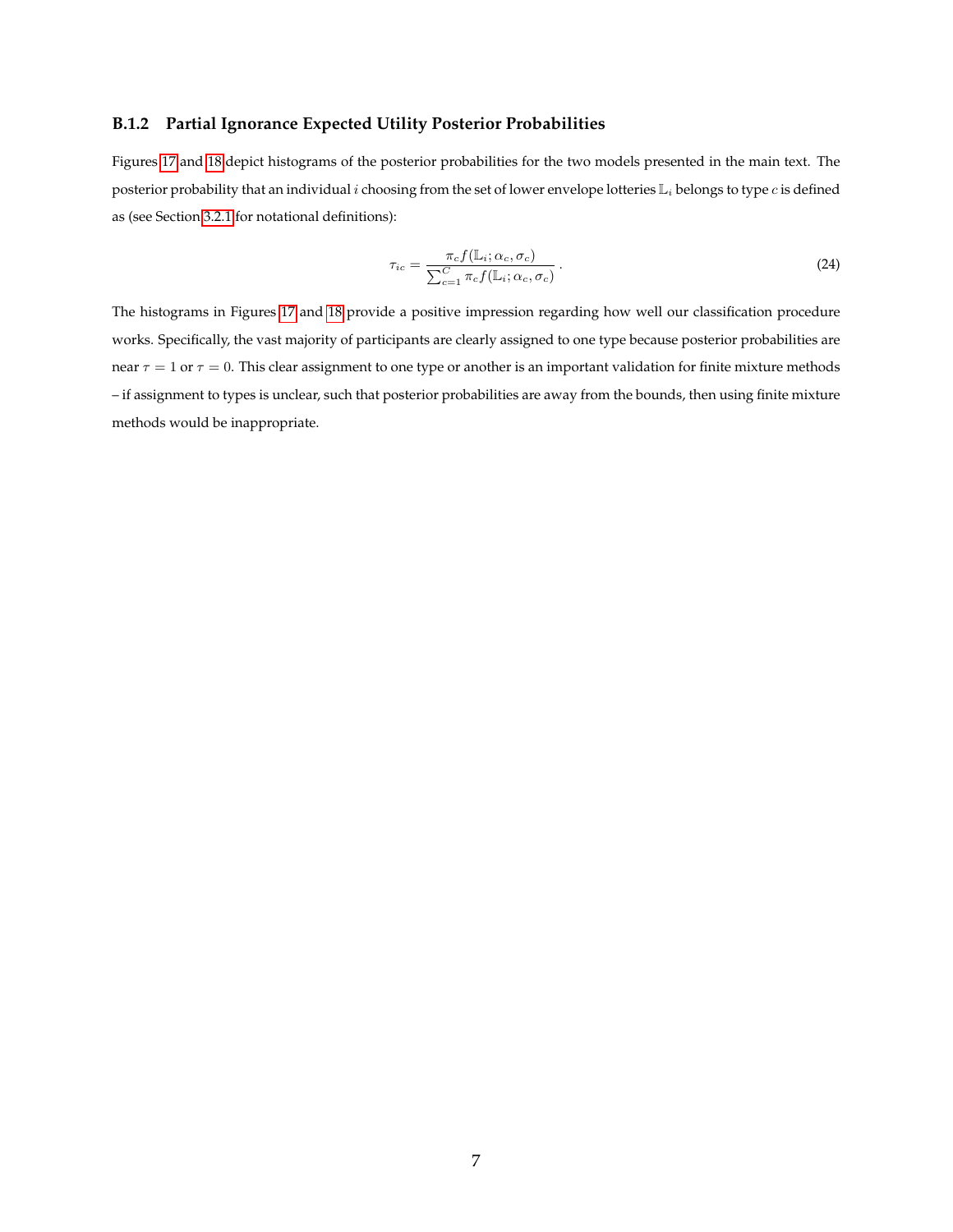### B.1.2 Partial Ignorance Expected Utility Posterior Probabilities

Figures 17 and 18 depict histograms of the posterior probabilities for the two models presented in the main text. The posterior probability that an individual $i$ choosing from the set of lower envelope lotteries $\mathbb{L}_i$ belongs to type $c$ is defined as (see Section 3.2.1 for notational definitions):

$$\tau_{ic} = \frac{\pi_c f(\mathbb{L}_i; \alpha_c, \sigma_c)}{\sum_{c=1}^{C} \pi_c f(\mathbb{L}_i; \alpha_c, \sigma_c)} . \tag{24}$$

The histograms in Figures 17 and 18 provide a positive impression regarding how well our classification procedure works. Specifically, the vast majority of participants are clearly assigned to one type because posterior probabilities are near $\tau = 1$ or $\tau = 0$. This clear assignment to one type or another is an important validation for finite mixture methods – if assignment to types is unclear, such that posterior probabilities are away from the bounds, then using finite mixture methods would be inappropriate.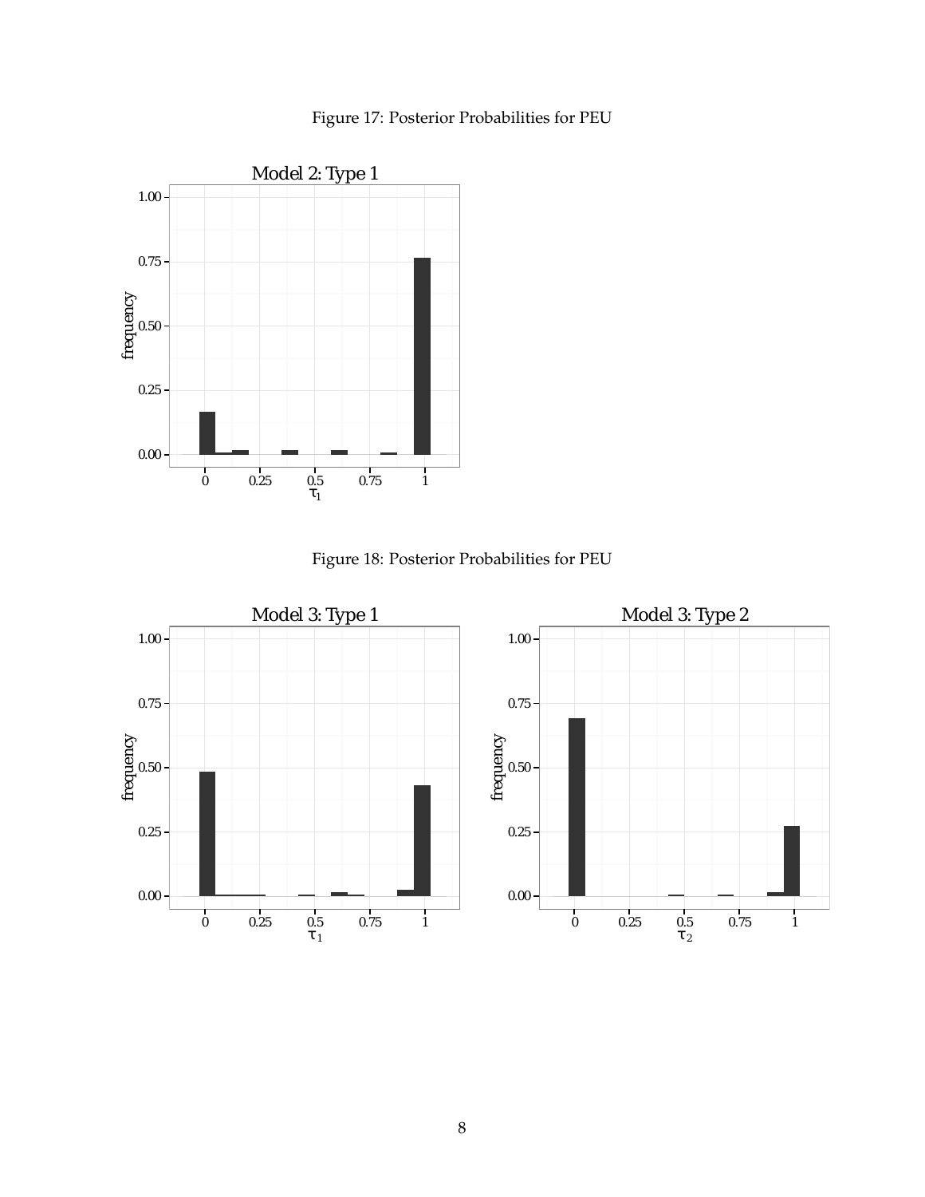Figure 17: Posterior Probabilities for PEU

Figure 18: Posterior Probabilities for PEU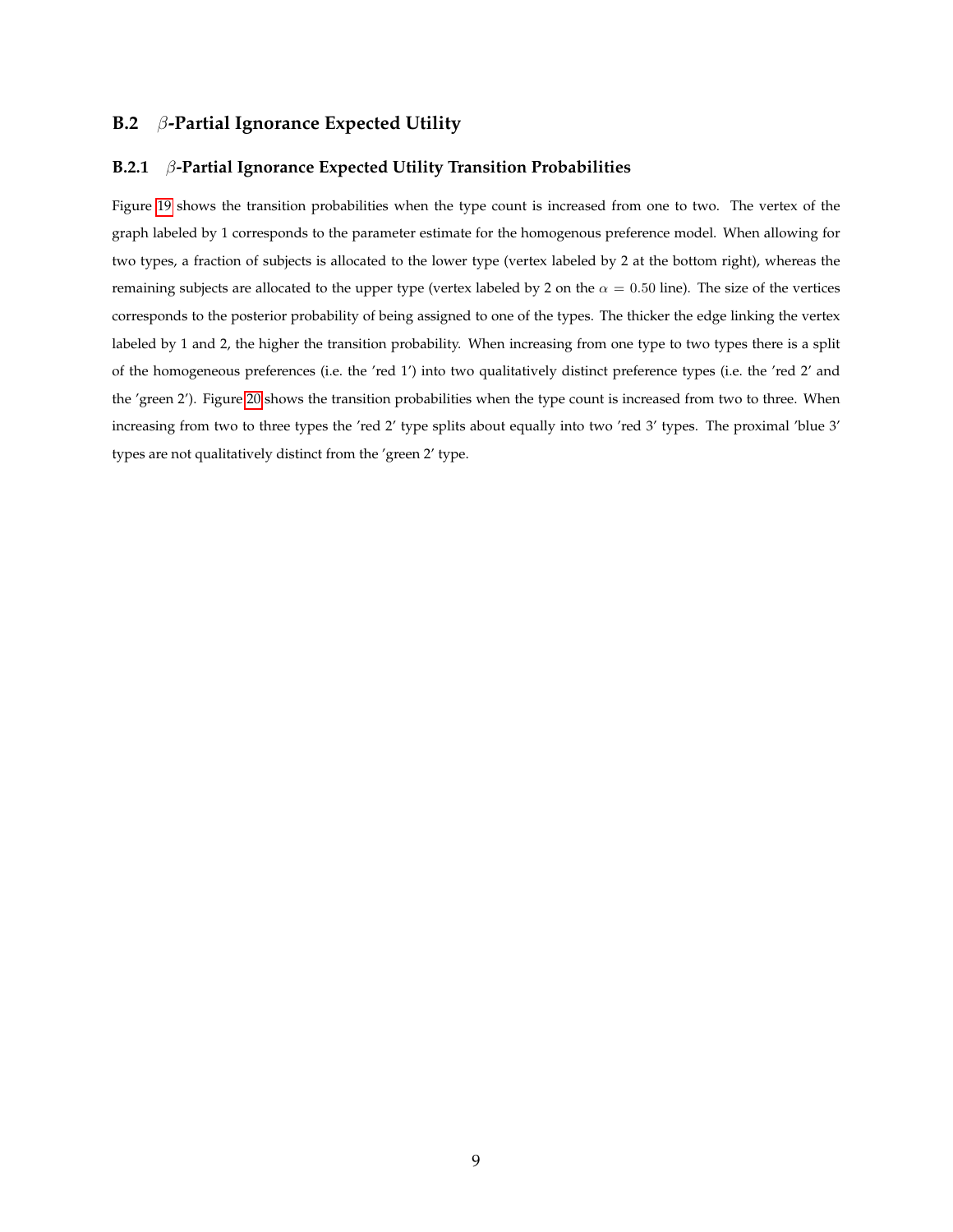## B.2 $\beta$-Partial Ignorance Expected Utility

### B.2.1 $\beta$-Partial Ignorance Expected Utility Transition Probabilities

Figure 19 shows the transition probabilities when the type count is increased from one to two. The vertex of the graph labeled by 1 corresponds to the parameter estimate for the homogenous preference model. When allowing for two types, a fraction of subjects is allocated to the lower type (vertex labeled by 2 at the bottom right), whereas the remaining subjects are allocated to the upper type (vertex labeled by 2 on the $\alpha = 0.50$ line). The size of the vertices corresponds to the posterior probability of being assigned to one of the types. The thicker the edge linking the vertex labeled by 1 and 2, the higher the transition probability. When increasing from one type to two types there is a split of the homogeneous preferences (i.e. the 'red 1') into two qualitatively distinct preference types (i.e. the 'red 2' and the 'green 2'). Figure 20 shows the transition probabilities when the type count is increased from two to three. When increasing from two to three types the 'red 2' type splits about equally into two 'red 3' types. The proximal 'blue 3' types are not qualitatively distinct from the 'green 2' type.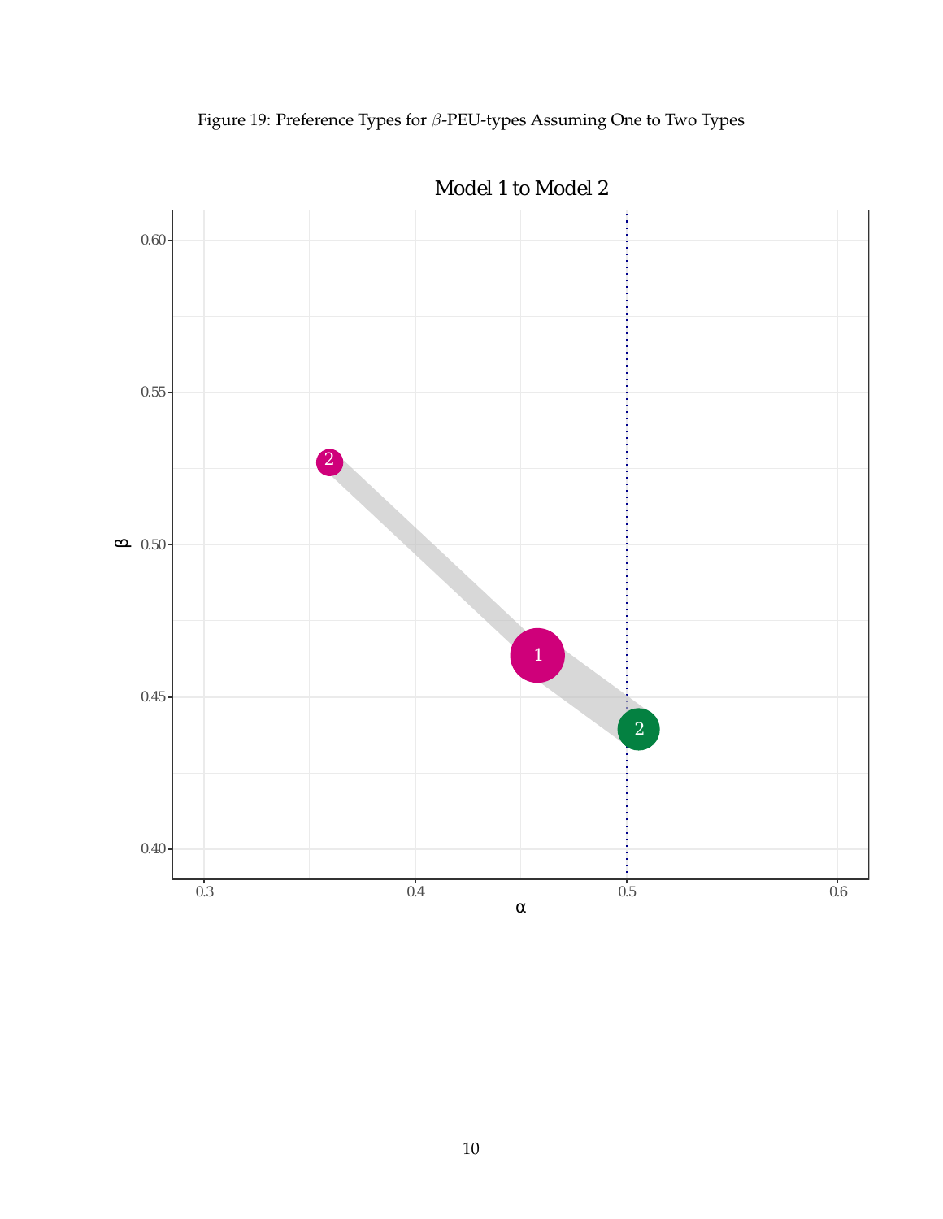Figure 19: Preference Types for $\beta$-PEU-types Assuming One to Two Types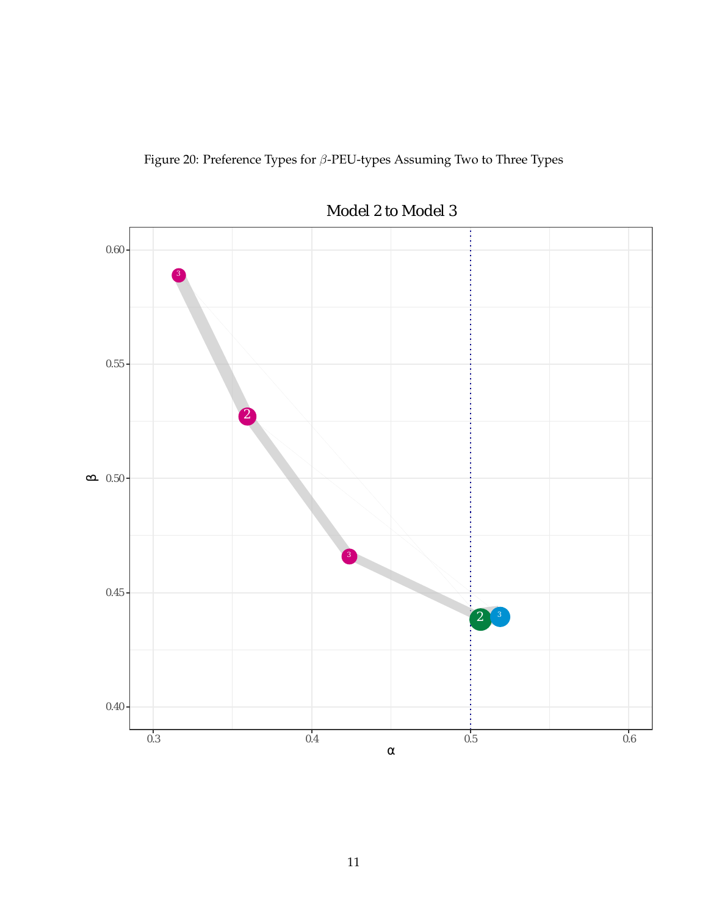Figure 20: Preference Types for $\beta$-PEU-types Assuming Two to Three Types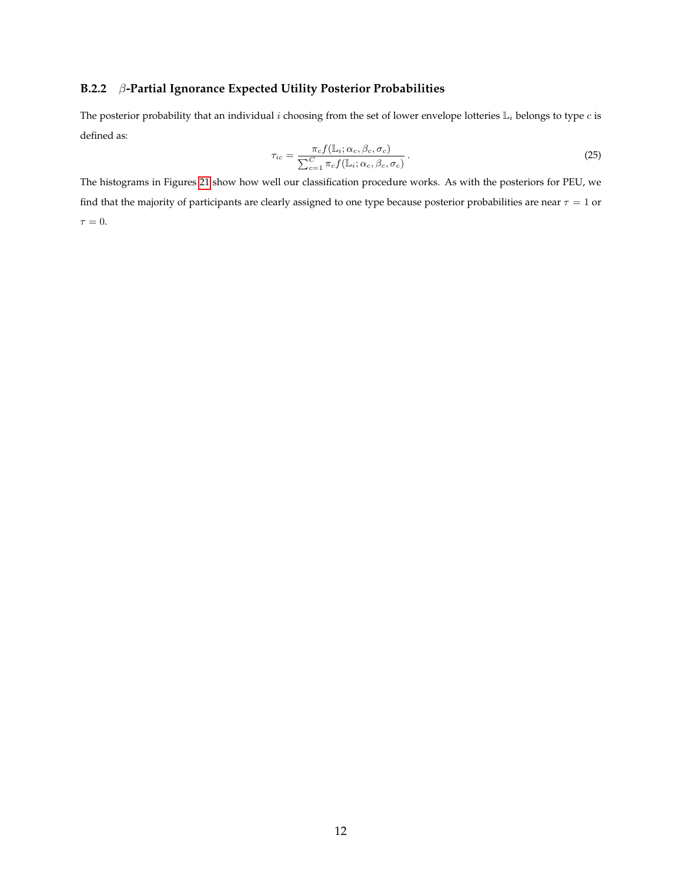### B.2.2 $\beta$-Partial Ignorance Expected Utility Posterior Probabilities

The posterior probability that an individual $i$ choosing from the set of lower envelope lotteries $\mathbb{L}_i$ belongs to type $c$ is defined as:

$$\tau_{ic} = \frac{\pi_c f(\mathbb{L}_i; \alpha_c, \beta_c, \sigma_c)}{\sum_{c=1}^{C} \pi_c f(\mathbb{L}_i; \alpha_c, \beta_c, \sigma_c)} . \tag{25}$$

The histograms in Figures 21 show how well our classification procedure works. As with the posteriors for PEU, we find that the majority of participants are clearly assigned to one type because posterior probabilities are near $\tau = 1$ or $\tau = 0$.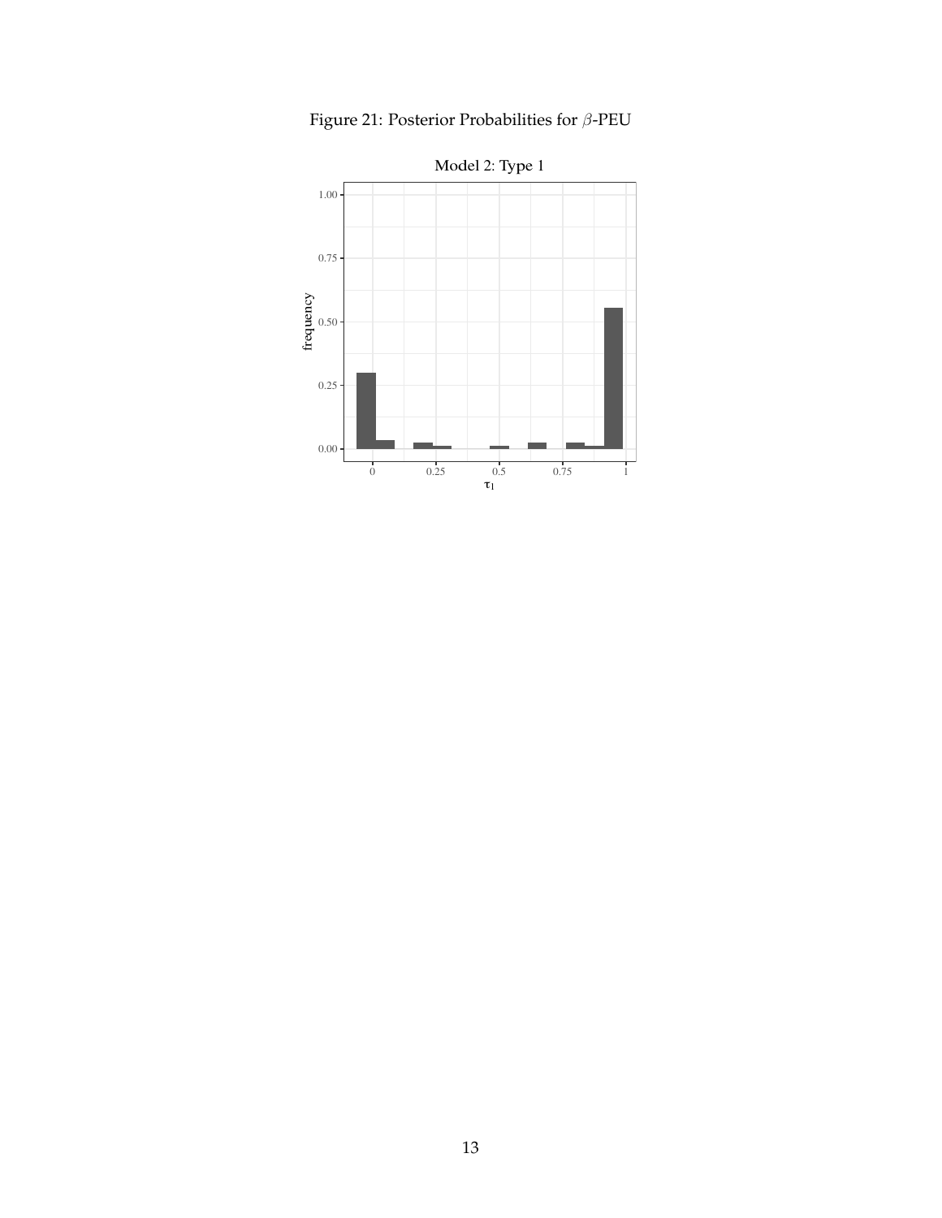Figure 21: Posterior Probabilities for $\beta$-PEU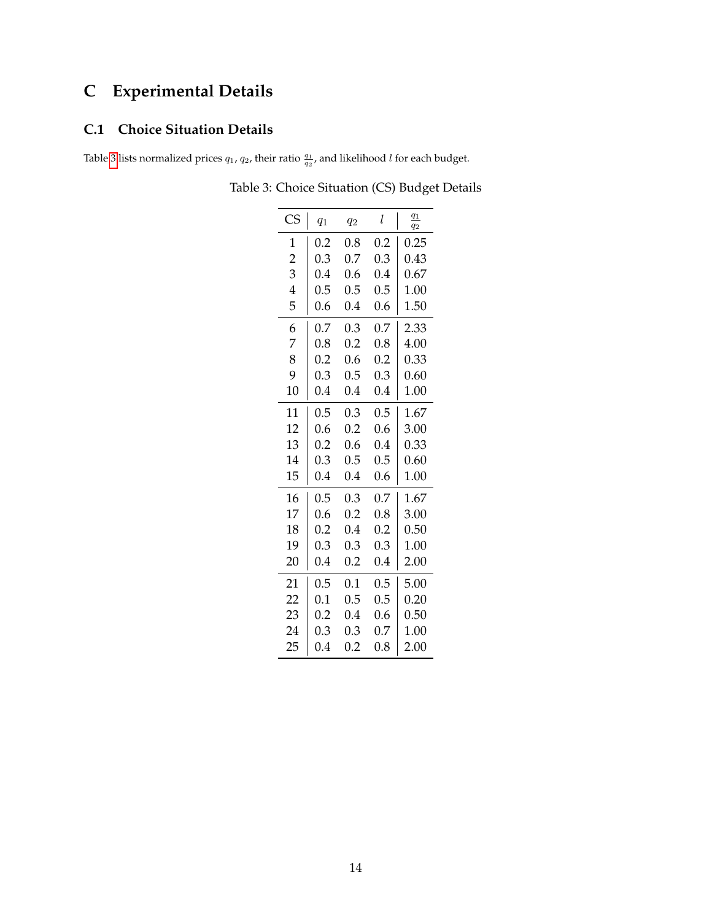# C Experimental Details

## C.1 Choice Situation Details

Table 3 lists normalized prices $q_1$, $q_2$, their ratio $\frac{q_1}{q_2}$, and likelihood $l$ for each budget.

Table 3: Choice Situation (CS) Budget Details

| CS | $q_1$ | $q_2$ | $l$ | $\frac{q_1}{q_2}$ |
|---|---|---|---|---|
| 1 | 0.2 | 0.8 | 0.2 | 0.25 |
| 2 | 0.3 | 0.7 | 0.3 | 0.43 |
| 3 | 0.4 | 0.6 | 0.4 | 0.67 |
| 4 | 0.5 | 0.5 | 0.5 | 1.00 |
| 5 | 0.6 | 0.4 | 0.6 | 1.50 |
| 6 | 0.7 | 0.3 | 0.7 | 2.33 |
| 7 | 0.8 | 0.2 | 0.8 | 4.00 |
| 8 | 0.2 | 0.6 | 0.2 | 0.33 |
| 9 | 0.3 | 0.5 | 0.3 | 0.60 |
| 10 | 0.4 | 0.4 | 0.4 | 1.00 |
| 11 | 0.5 | 0.3 | 0.5 | 1.67 |
| 12 | 0.6 | 0.2 | 0.6 | 3.00 |
| 13 | 0.2 | 0.6 | 0.4 | 0.33 |
| 14 | 0.3 | 0.5 | 0.5 | 0.60 |
| 15 | 0.4 | 0.4 | 0.6 | 1.00 |
| 16 | 0.5 | 0.3 | 0.7 | 1.67 |
| 17 | 0.6 | 0.2 | 0.8 | 3.00 |
| 18 | 0.2 | 0.4 | 0.2 | 0.50 |
| 19 | 0.3 | 0.3 | 0.3 | 1.00 |
| 20 | 0.4 | 0.2 | 0.4 | 2.00 |
| 21 | 0.5 | 0.1 | 0.5 | 5.00 |
| 22 | 0.1 | 0.5 | 0.5 | 0.20 |
| 23 | 0.2 | 0.4 | 0.6 | 0.50 |
| 24 | 0.3 | 0.3 | 0.7 | 1.00 |
| 25 | 0.4 | 0.2 | 0.8 | 2.00 |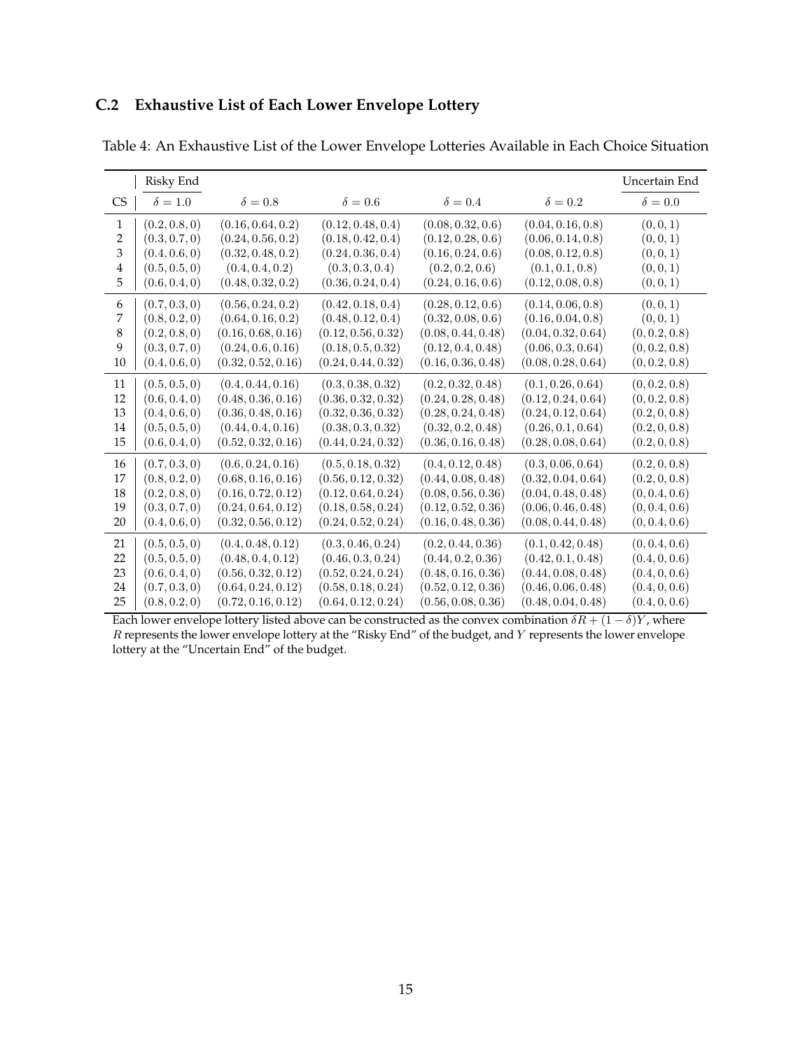### C.2 Exhaustive List of Each Lower Envelope Lottery

Table 4: An Exhaustive List of the Lower Envelope Lotteries Available in Each Choice Situation

| | Risky End | | | | | Uncertain End |
|---|---|---|---|---|---|---|
| CS | $\delta = 1.0$ | $\delta = 0.8$ | $\delta = 0.6$ | $\delta = 0.4$ | $\delta = 0.2$ | $\delta = 0.0$ |
| 1 | $(0.2, 0.8, 0)$ | $(0.16, 0.64, 0.2)$ | $(0.12, 0.48, 0.4)$ | $(0.08, 0.32, 0.6)$ | $(0.04, 0.16, 0.8)$ | $(0, 0, 1)$ |
| 2 | $(0.3, 0.7, 0)$ | $(0.24, 0.56, 0.2)$ | $(0.18, 0.42, 0.4)$ | $(0.12, 0.28, 0.6)$ | $(0.06, 0.14, 0.8)$ | $(0, 0, 1)$ |
| 3 | $(0.4, 0.6, 0)$ | $(0.32, 0.48, 0.2)$ | $(0.24, 0.36, 0.4)$ | $(0.16, 0.24, 0.6)$ | $(0.08, 0.12, 0.8)$ | $(0, 0, 1)$ |
| 4 | $(0.5, 0.5, 0)$ | $(0.4, 0.4, 0.2)$ | $(0.3, 0.3, 0.4)$ | $(0.2, 0.2, 0.6)$ | $(0.1, 0.1, 0.8)$ | $(0, 0, 1)$ |
| 5 | $(0.6, 0.4, 0)$ | $(0.48, 0.32, 0.2)$ | $(0.36, 0.24, 0.4)$ | $(0.24, 0.16, 0.6)$ | $(0.12, 0.08, 0.8)$ | $(0, 0, 1)$ |
| 6 | $(0.7, 0.3, 0)$ | $(0.56, 0.24, 0.2)$ | $(0.42, 0.18, 0.4)$ | $(0.28, 0.12, 0.6)$ | $(0.14, 0.06, 0.8)$ | $(0, 0, 1)$ |
| 7 | $(0.8, 0.2, 0)$ | $(0.64, 0.16, 0.2)$ | $(0.48, 0.12, 0.4)$ | $(0.32, 0.08, 0.6)$ | $(0.16, 0.04, 0.8)$ | $(0, 0, 1)$ |
| 8 | $(0.2, 0.8, 0)$ | $(0.16, 0.68, 0.16)$ | $(0.12, 0.56, 0.32)$ | $(0.08, 0.44, 0.48)$ | $(0.04, 0.32, 0.64)$ | $(0, 0.2, 0.8)$ |
| 9 | $(0.3, 0.7, 0)$ | $(0.24, 0.6, 0.16)$ | $(0.18, 0.5, 0.32)$ | $(0.12, 0.4, 0.48)$ | $(0.06, 0.3, 0.64)$ | $(0, 0.2, 0.8)$ |
| 10 | $(0.4, 0.6, 0)$ | $(0.32, 0.52, 0.16)$ | $(0.24, 0.44, 0.32)$ | $(0.16, 0.36, 0.48)$ | $(0.08, 0.28, 0.64)$ | $(0, 0.2, 0.8)$ |
| 11 | $(0.5, 0.5, 0)$ | $(0.4, 0.44, 0.16)$ | $(0.3, 0.38, 0.32)$ | $(0.2, 0.32, 0.48)$ | $(0.1, 0.26, 0.64)$ | $(0, 0.2, 0.8)$ |
| 12 | $(0.6, 0.4, 0)$ | $(0.48, 0.36, 0.16)$ | $(0.36, 0.32, 0.32)$ | $(0.24, 0.28, 0.48)$ | $(0.12, 0.24, 0.64)$ | $(0, 0.2, 0.8)$ |
| 13 | $(0.4, 0.6, 0)$ | $(0.36, 0.48, 0.16)$ | $(0.32, 0.36, 0.32)$ | $(0.28, 0.24, 0.48)$ | $(0.24, 0.12, 0.64)$ | $(0.2, 0, 0.8)$ |
| 14 | $(0.5, 0.5, 0)$ | $(0.44, 0.4, 0.16)$ | $(0.38, 0.3, 0.32)$ | $(0.32, 0.2, 0.48)$ | $(0.26, 0.1, 0.64)$ | $(0.2, 0, 0.8)$ |
| 15 | $(0.6, 0.4, 0)$ | $(0.52, 0.32, 0.16)$ | $(0.44, 0.24, 0.32)$ | $(0.36, 0.16, 0.48)$ | $(0.28, 0.08, 0.64)$ | $(0.2, 0, 0.8)$ |
| 16 | $(0.7, 0.3, 0)$ | $(0.6, 0.24, 0.16)$ | $(0.5, 0.18, 0.32)$ | $(0.4, 0.12, 0.48)$ | $(0.3, 0.06, 0.64)$ | $(0.2, 0, 0.8)$ |
| 17 | $(0.8, 0.2, 0)$ | $(0.68, 0.16, 0.16)$ | $(0.56, 0.12, 0.32)$ | $(0.44, 0.08, 0.48)$ | $(0.32, 0.04, 0.64)$ | $(0.2, 0, 0.8)$ |
| 18 | $(0.2, 0.8, 0)$ | $(0.16, 0.72, 0.12)$ | $(0.12, 0.64, 0.24)$ | $(0.08, 0.56, 0.36)$ | $(0.04, 0.48, 0.48)$ | $(0, 0.4, 0.6)$ |
| 19 | $(0.3, 0.7, 0)$ | $(0.24, 0.64, 0.12)$ | $(0.18, 0.58, 0.24)$ | $(0.12, 0.52, 0.36)$ | $(0.06, 0.46, 0.48)$ | $(0, 0.4, 0.6)$ |
| 20 | $(0.4, 0.6, 0)$ | $(0.32, 0.56, 0.12)$ | $(0.24, 0.52, 0.24)$ | $(0.16, 0.48, 0.36)$ | $(0.08, 0.44, 0.48)$ | $(0, 0.4, 0.6)$ |
| 21 | $(0.5, 0.5, 0)$ | $(0.4, 0.48, 0.12)$ | $(0.3, 0.46, 0.24)$ | $(0.2, 0.44, 0.36)$ | $(0.1, 0.42, 0.48)$ | $(0, 0.4, 0.6)$ |
| 22 | $(0.5, 0.5, 0)$ | $(0.48, 0.4, 0.12)$ | $(0.46, 0.3, 0.24)$ | $(0.44, 0.2, 0.36)$ | $(0.42, 0.1, 0.48)$ | $(0.4, 0, 0.6)$ |
| 23 | $(0.6, 0.4, 0)$ | $(0.56, 0.32, 0.12)$ | $(0.52, 0.24, 0.24)$ | $(0.48, 0.16, 0.36)$ | $(0.44, 0.08, 0.48)$ | $(0.4, 0, 0.6)$ |
| 24 | $(0.7, 0.3, 0)$ | $(0.64, 0.24, 0.12)$ | $(0.58, 0.18, 0.24)$ | $(0.52, 0.12, 0.36)$ | $(0.46, 0.06, 0.48)$ | $(0.4, 0, 0.6)$ |
| 25 | $(0.8, 0.2, 0)$ | $(0.72, 0.16, 0.12)$ | $(0.64, 0.12, 0.24)$ | $(0.56, 0.08, 0.36)$ | $(0.48, 0.04, 0.48)$ | $(0.4, 0, 0.6)$ |

Each lower envelope lottery listed above can be constructed as the convex combination $\delta R + (1 - \delta)Y$, where $R$ represents the lower envelope lottery at the "Risky End" of the budget, and $Y$ represents the lower envelope lottery at the "Uncertain End" of the budget.